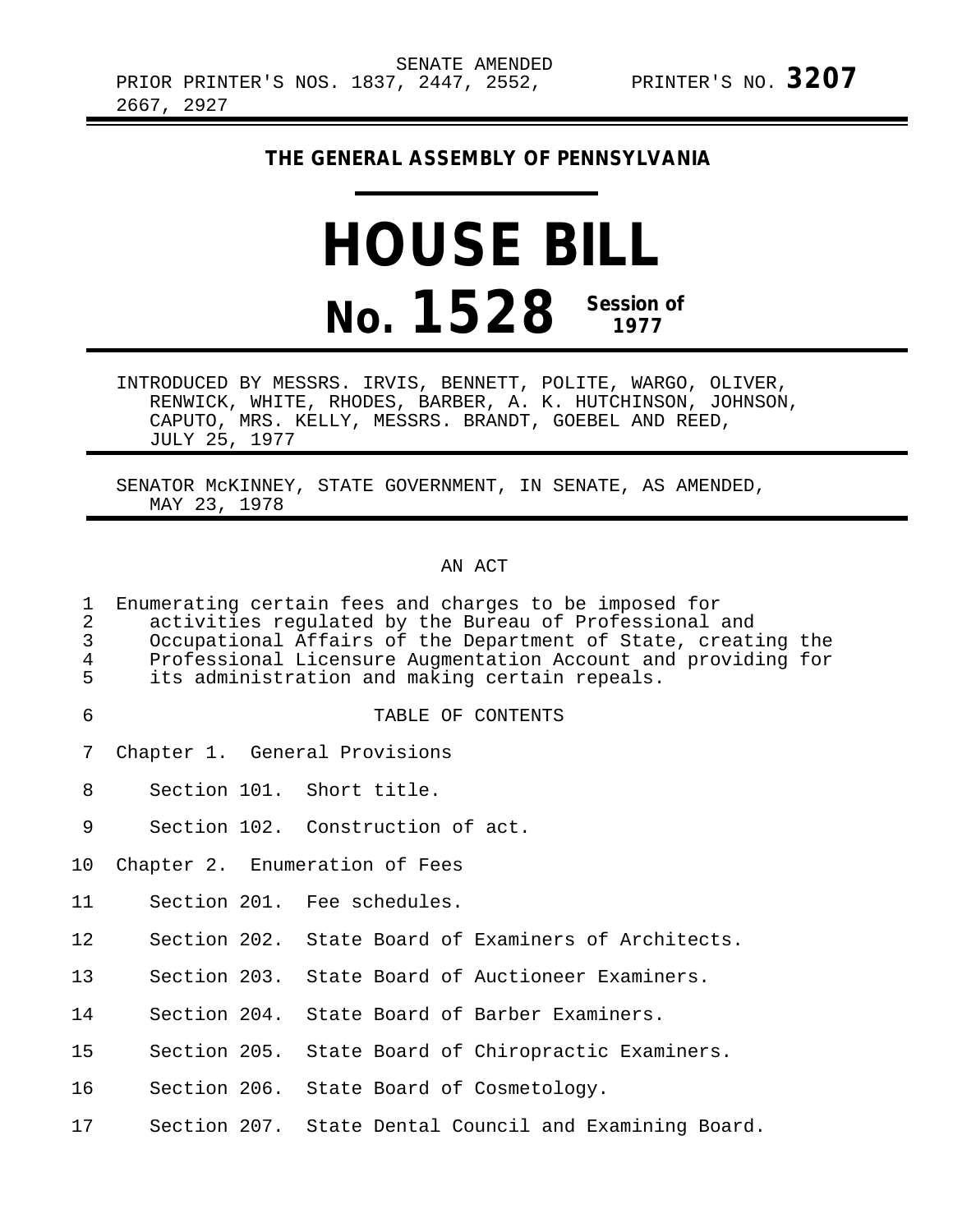SENATE AMENDED
PRIOR PRINTER'S NOS. 1837, 2447, 2552, 2667, 2927

PRINTER'S NO. **3207**

**THE GENERAL ASSEMBLY OF PENNSYLVANIA**

# HOUSE BILL

# No. 1528 Session of 1977

INTRODUCED BY MESSRS. IRVIS, BENNETT, POLITE, WARGO, OLIVER, RENWICK, WHITE, RHODES, BARBER, A. K. HUTCHINSON, JOHNSON, CAPUTO, MRS. KELLY, MESSRS. BRANDT, GOEBEL AND REED, JULY 25, 1977

SENATOR McKINNEY, STATE GOVERNMENT, IN SENATE, AS AMENDED, MAY 23, 1978

AN ACT

1 Enumerating certain fees and charges to be imposed for
2 activities regulated by the Bureau of Professional and
3 Occupational Affairs of the Department of State, creating the
4 Professional Licensure Augmentation Account and providing for
5 its administration and making certain repeals.

6 TABLE OF CONTENTS

7 Chapter 1. General Provisions

8 Section 101. Short title.

9 Section 102. Construction of act.

10 Chapter 2. Enumeration of Fees

11 Section 201. Fee schedules.

12 Section 202. State Board of Examiners of Architects.

13 Section 203. State Board of Auctioneer Examiners.

14 Section 204. State Board of Barber Examiners.

15 Section 205. State Board of Chiropractic Examiners.

16 Section 206. State Board of Cosmetology.

17 Section 207. State Dental Council and Examining Board.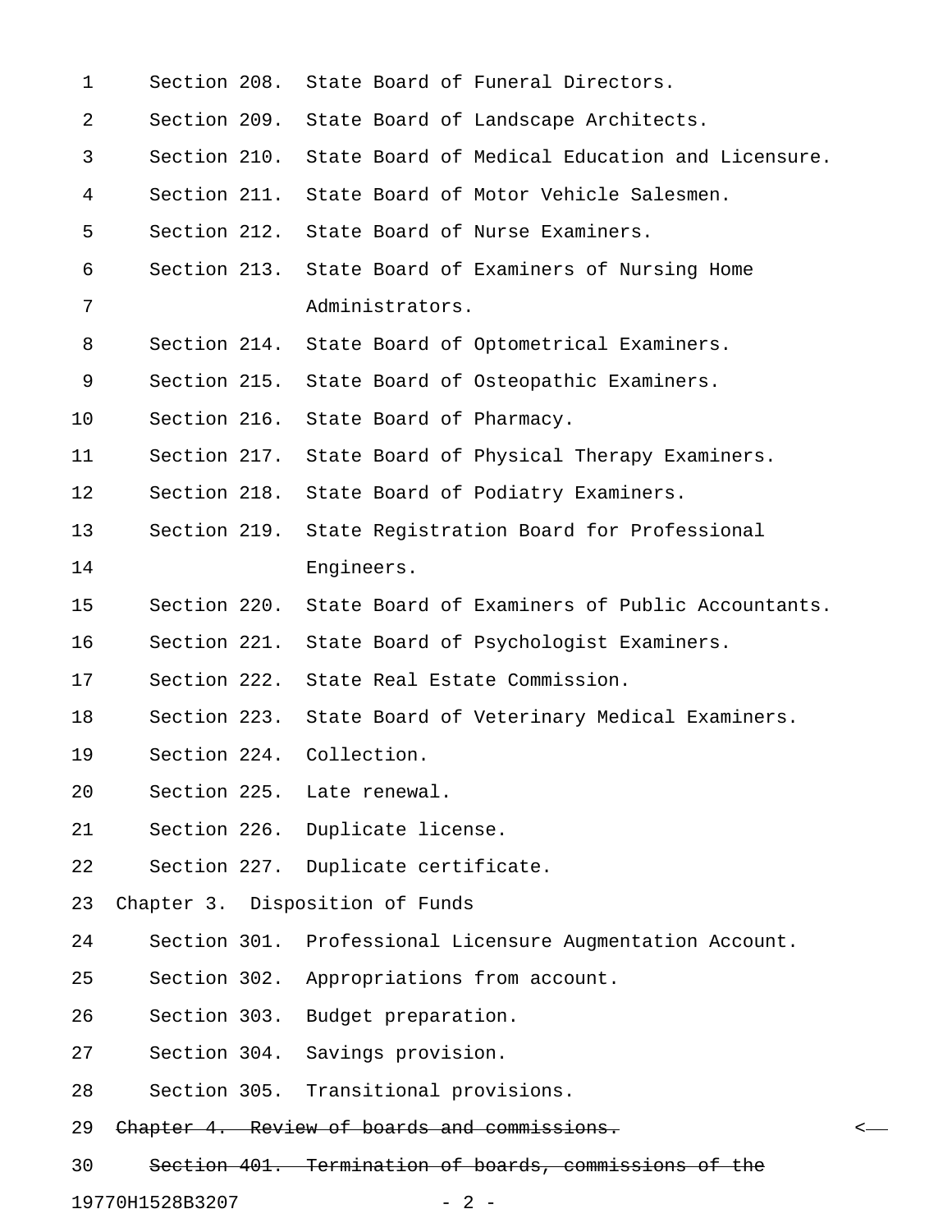Section 208. State Board of Funeral Directors.

Section 209. State Board of Landscape Architects.

Section 210. State Board of Medical Education and Licensure.

Section 211. State Board of Motor Vehicle Salesmen.

Section 212. State Board of Nurse Examiners.

Section 213. State Board of Examiners of Nursing Home Administrators.

Section 214. State Board of Optometrical Examiners.

Section 215. State Board of Osteopathic Examiners.

Section 216. State Board of Pharmacy.

Section 217. State Board of Physical Therapy Examiners.

Section 218. State Board of Podiatry Examiners.

Section 219. State Registration Board for Professional Engineers.

Section 220. State Board of Examiners of Public Accountants.

Section 221. State Board of Psychologist Examiners.

Section 222. State Real Estate Commission.

Section 223. State Board of Veterinary Medical Examiners.

Section 224. Collection.

Section 225. Late renewal.

Section 226. Duplicate license.

Section 227. Duplicate certificate.

Chapter 3. Disposition of Funds

Section 301. Professional Licensure Augmentation Account.

Section 302. Appropriations from account.

Section 303. Budget preparation.

Section 304. Savings provision.

Section 305. Transitional provisions.

~~Chapter 4. Review of boards and commissions.~~ <—

~~Section 401. Termination of boards, commissions of the~~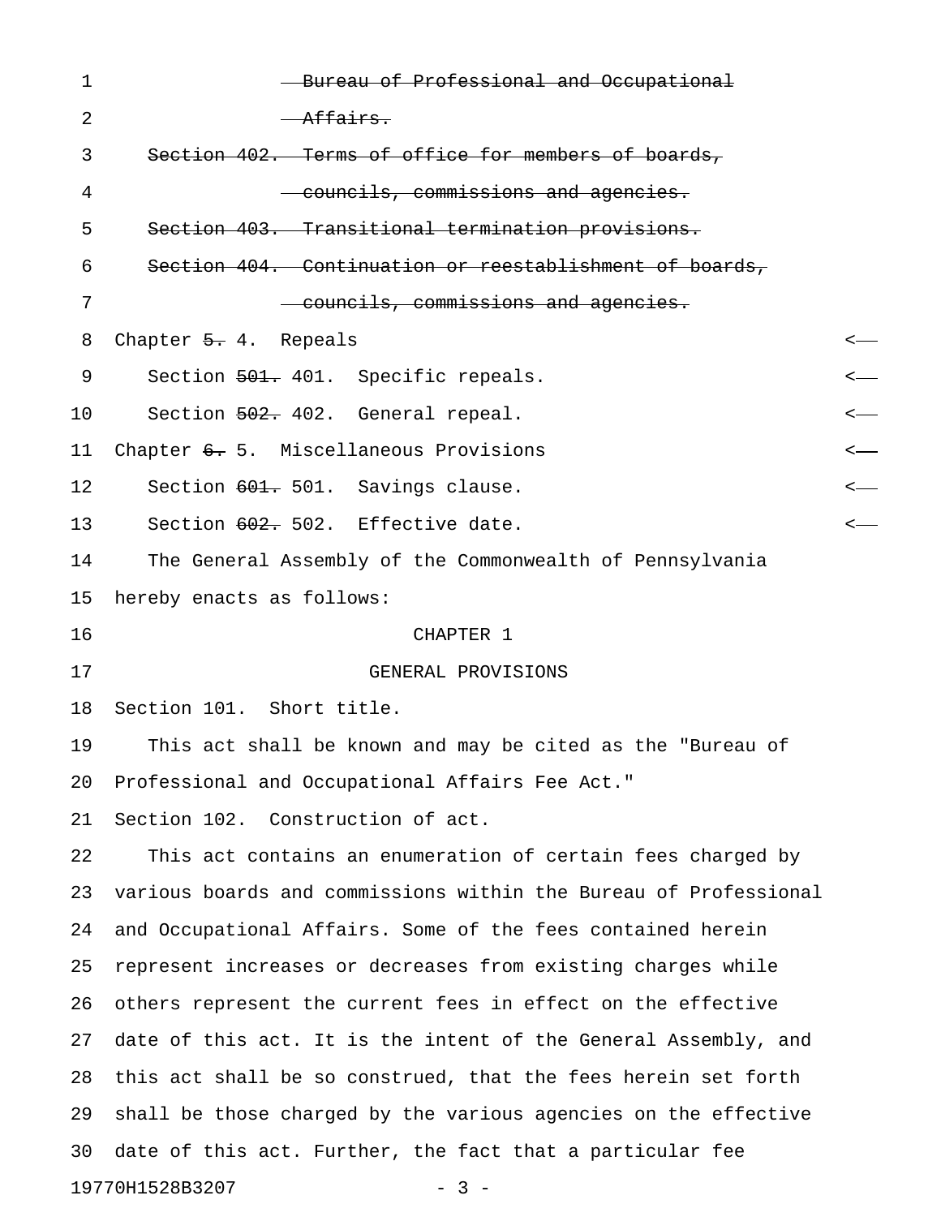~~Bureau of Professional and Occupational Affairs.~~

~~Section 402. Terms of office for members of boards, councils, commissions and agencies.~~

~~Section 403. Transitional termination provisions.~~

~~Section 404. Continuation or reestablishment of boards, councils, commissions and agencies.~~

Chapter ~~5.~~ 4. Repeals

Section ~~501.~~ 401. Specific repeals.

Section ~~502.~~ 402. General repeal.

Chapter ~~6.~~ 5. Miscellaneous Provisions

Section ~~601.~~ 501. Savings clause.

Section ~~602.~~ 502. Effective date.

The General Assembly of the Commonwealth of Pennsylvania hereby enacts as follows:

## CHAPTER 1

## GENERAL PROVISIONS

Section 101. Short title.

This act shall be known and may be cited as the "Bureau of Professional and Occupational Affairs Fee Act."

Section 102. Construction of act.

This act contains an enumeration of certain fees charged by various boards and commissions within the Bureau of Professional and Occupational Affairs. Some of the fees contained herein represent increases or decreases from existing charges while others represent the current fees in effect on the effective date of this act. It is the intent of the General Assembly, and this act shall be so construed, that the fees herein set forth shall be those charged by the various agencies on the effective date of this act. Further, the fact that a particular fee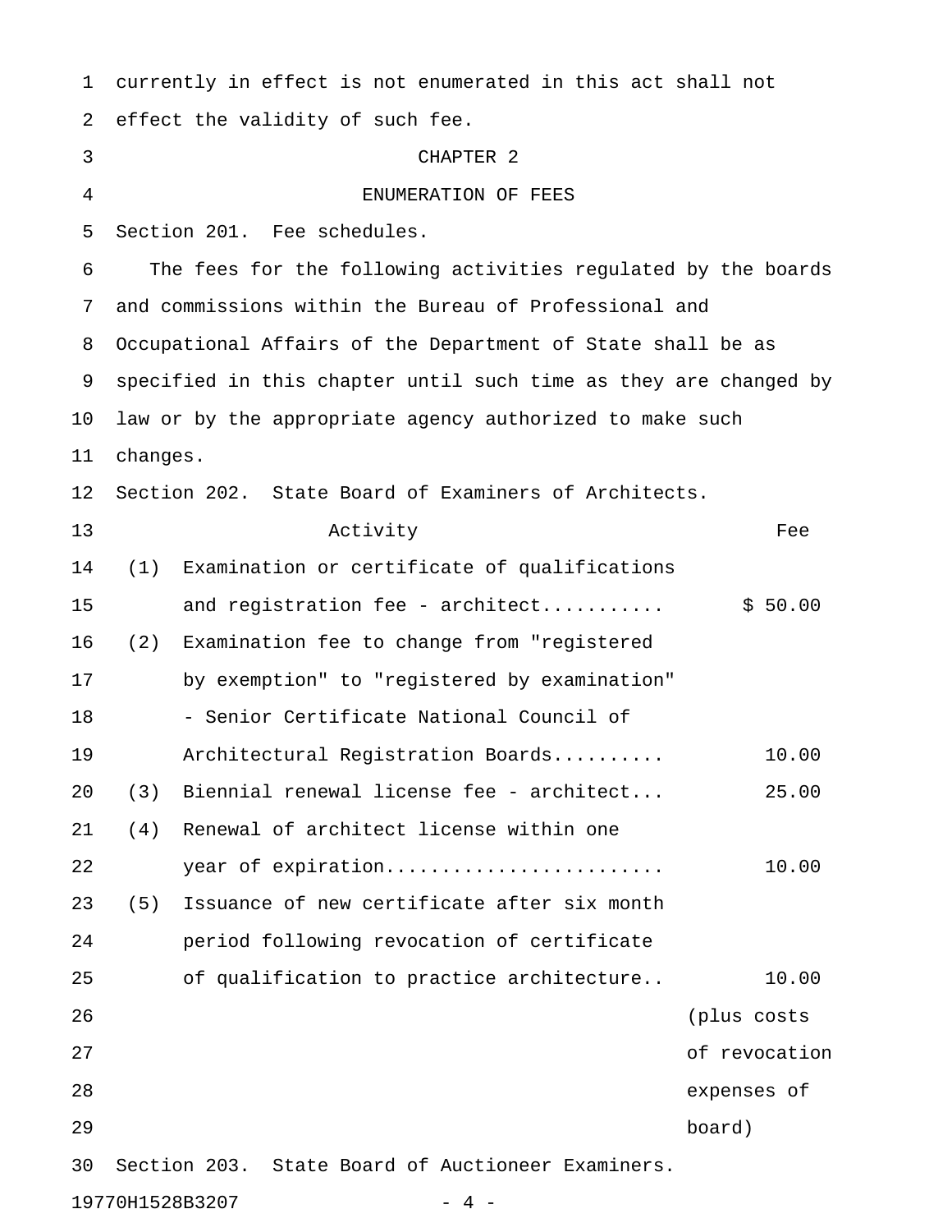currently in effect is not enumerated in this act shall not effect the validity of such fee.

## CHAPTER 2

## ENUMERATION OF FEES

Section 201. Fee schedules.

The fees for the following activities regulated by the boards and commissions within the Bureau of Professional and Occupational Affairs of the Department of State shall be as specified in this chapter until such time as they are changed by law or by the appropriate agency authorized to make such changes.

Section 202. State Board of Examiners of Architects.

| Activity | Fee |
|---|---|
| (1) Examination or certificate of qualifications and registration fee - architect........... | $ 50.00 |
| (2) Examination fee to change from "registered by exemption" to "registered by examination" - Senior Certificate National Council of Architectural Registration Boards.......... | 10.00 |
| (3) Biennial renewal license fee - architect... | 25.00 |
| (4) Renewal of architect license within one year of expiration........................ | 10.00 |
| (5) Issuance of new certificate after six month period following revocation of certificate of qualification to practice architecture.. | 10.00 (plus costs of revocation expenses of board) |

Section 203. State Board of Auctioneer Examiners.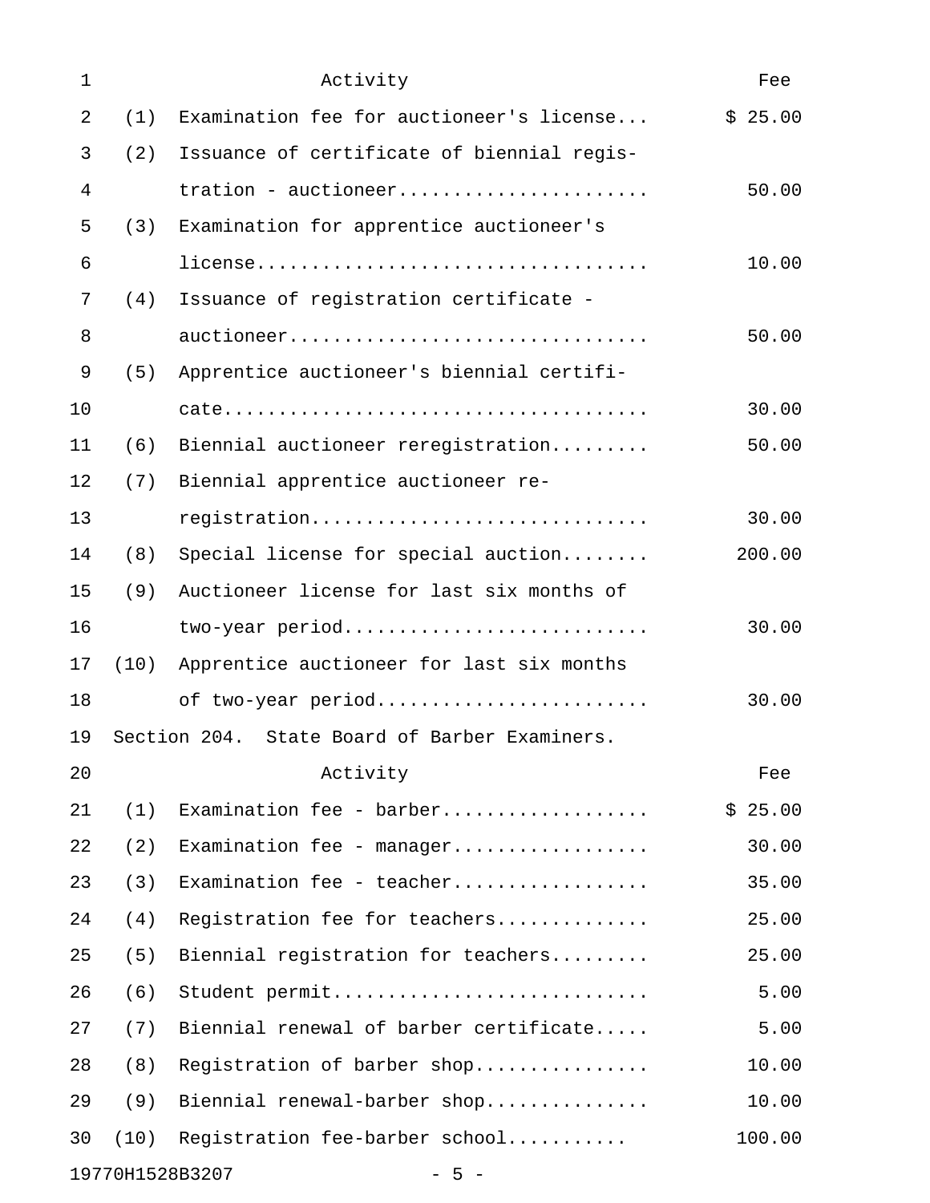| Activity | Fee |
| --- | --- |
| (1) Examination fee for auctioneer's license... | $ 25.00 |
| (2) Issuance of certificate of biennial registration - auctioneer...................... | 50.00 |
| (3) Examination for apprentice auctioneer's license................................... | 10.00 |
| (4) Issuance of registration certificate - auctioneer................................ | 50.00 |
| (5) Apprentice auctioneer's biennial certificate...................................... | 30.00 |
| (6) Biennial auctioneer reregistration......... | 50.00 |
| (7) Biennial apprentice auctioneer reregistration.............................. | 30.00 |
| (8) Special license for special auction........ | 200.00 |
| (9) Auctioneer license for last six months of two-year period........................... | 30.00 |
| (10) Apprentice auctioneer for last six months of two-year period........................ | 30.00 |

Section 204. State Board of Barber Examiners.

| Activity | Fee |
| --- | --- |
| (1) Examination fee - barber.................. | $ 25.00 |
| (2) Examination fee - manager................. | 30.00 |
| (3) Examination fee - teacher................. | 35.00 |
| (4) Registration fee for teachers............. | 25.00 |
| (5) Biennial registration for teachers......... | 25.00 |
| (6) Student permit............................ | 5.00 |
| (7) Biennial renewal of barber certificate..... | 5.00 |
| (8) Registration of barber shop............... | 10.00 |
| (9) Biennial renewal-barber shop.............. | 10.00 |
| (10) Registration fee-barber school.......... | 100.00 |

19770H1528B3207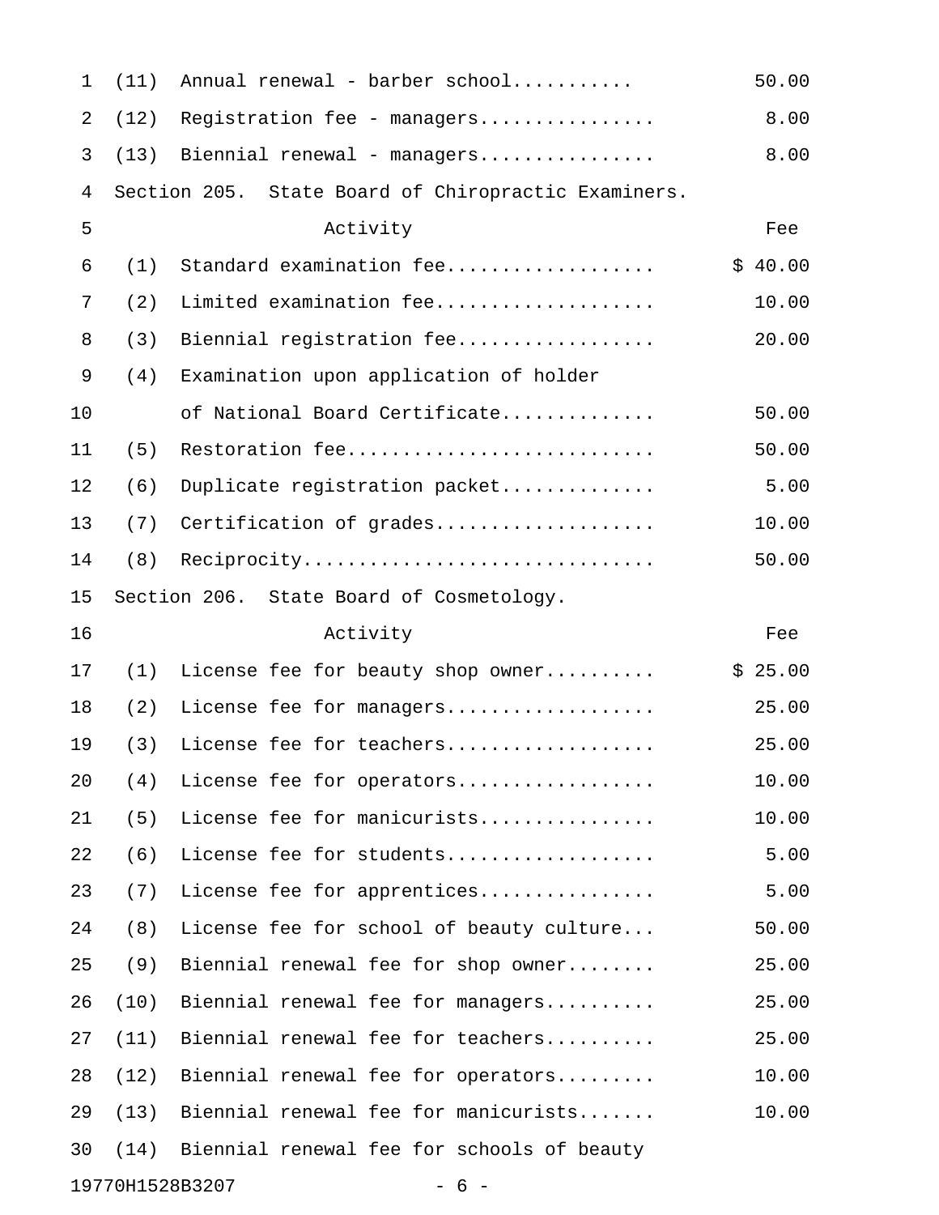| | Activity | Fee |
|---|---|---|
| (11) | Annual renewal - barber school.......... | 50.00 |
| (12) | Registration fee - managers............... | 8.00 |
| (13) | Biennial renewal - managers............... | 8.00 |

Section 205. State Board of Chiropractic Examiners.

| | Activity | Fee |
|---|---|---|
| (1) | Standard examination fee.................. | $ 40.00 |
| (2) | Limited examination fee................... | 10.00 |
| (3) | Biennial registration fee................. | 20.00 |
| (4) | Examination upon application of holder of National Board Certificate............. | 50.00 |
| (5) | Restoration fee........................... | 50.00 |
| (6) | Duplicate registration packet............. | 5.00 |
| (7) | Certification of grades................... | 10.00 |
| (8) | Reciprocity............................... | 50.00 |

Section 206. State Board of Cosmetology.

| | Activity | Fee |
|---|---|---|
| (1) | License fee for beauty shop owner......... | $ 25.00 |
| (2) | License fee for managers.................. | 25.00 |
| (3) | License fee for teachers.................. | 25.00 |
| (4) | License fee for operators................. | 10.00 |
| (5) | License fee for manicurists............... | 10.00 |
| (6) | License fee for students.................. | 5.00 |
| (7) | License fee for apprentices............... | 5.00 |
| (8) | License fee for school of beauty culture... | 50.00 |
| (9) | Biennial renewal fee for shop owner........ | 25.00 |
| (10) | Biennial renewal fee for managers......... | 25.00 |
| (11) | Biennial renewal fee for teachers......... | 25.00 |
| (12) | Biennial renewal fee for operators......... | 10.00 |
| (13) | Biennial renewal fee for manicurists....... | 10.00 |
| (14) | Biennial renewal fee for schools of beauty | |

19770H1528B3207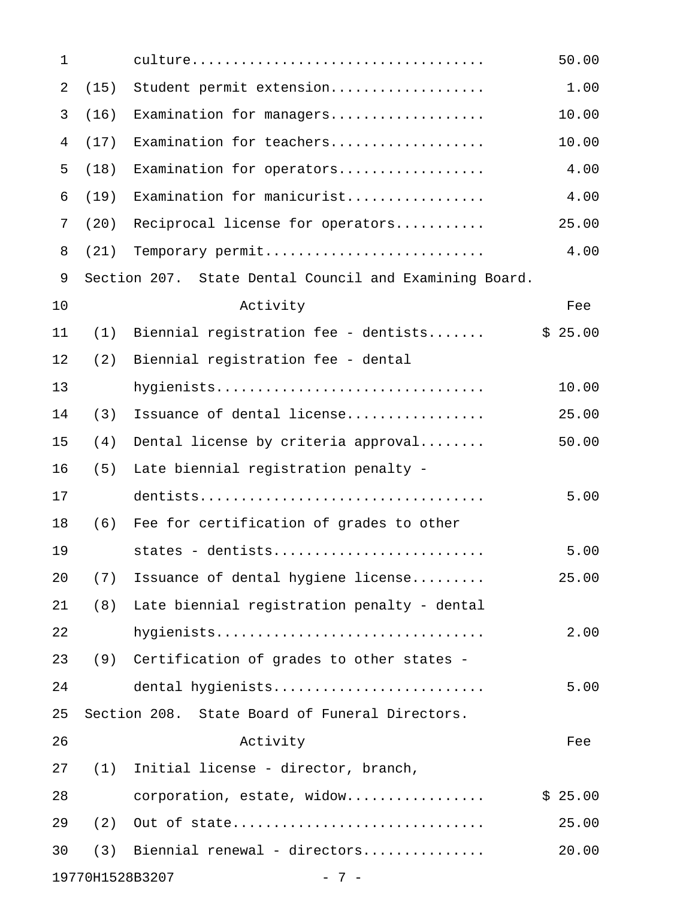| | Activity | Fee |
|---|---|---|
| | culture | 50.00 |
| (15) | Student permit extension | 1.00 |
| (16) | Examination for managers | 10.00 |
| (17) | Examination for teachers | 10.00 |
| (18) | Examination for operators | 4.00 |
| (19) | Examination for manicurist | 4.00 |
| (20) | Reciprocal license for operators | 25.00 |
| (21) | Temporary permit | 4.00 |

Section 207. State Dental Council and Examining Board.

| | Activity | Fee |
|---|---|---|
| (1) | Biennial registration fee - dentists | $ 25.00 |
| (2) | Biennial registration fee - dental hygienists | 10.00 |
| (3) | Issuance of dental license | 25.00 |
| (4) | Dental license by criteria approval | 50.00 |
| (5) | Late biennial registration penalty - dentists | 5.00 |
| (6) | Fee for certification of grades to other states - dentists | 5.00 |
| (7) | Issuance of dental hygiene license | 25.00 |
| (8) | Late biennial registration penalty - dental hygienists | 2.00 |
| (9) | Certification of grades to other states - dental hygienists | 5.00 |

Section 208. State Board of Funeral Directors.

| | Activity | Fee |
|---|---|---|
| (1) | Initial license - director, branch, corporation, estate, widow | $ 25.00 |
| (2) | Out of state | 25.00 |
| (3) | Biennial renewal - directors | 20.00 |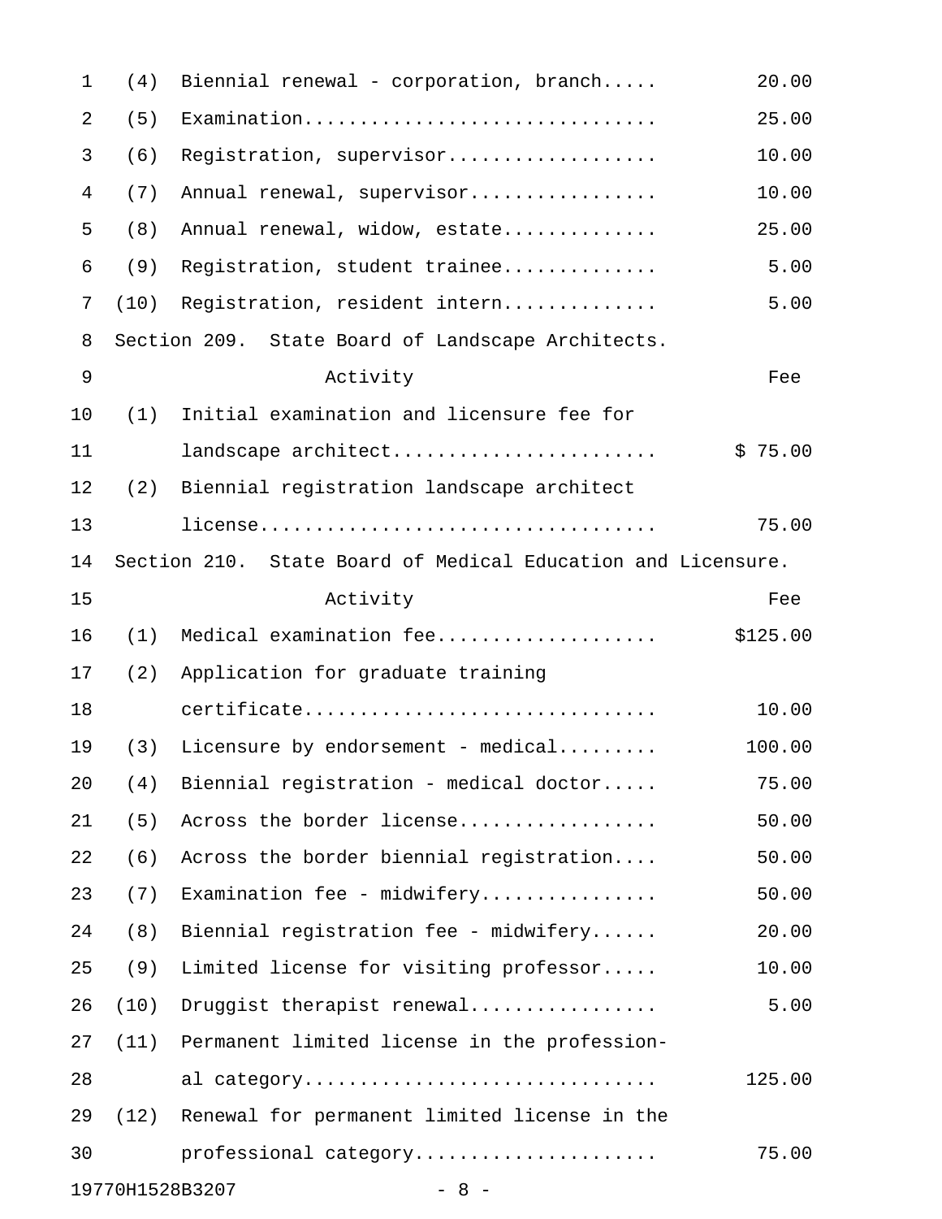| | | |
|---|---|---|
| (4) | Biennial renewal - corporation, branch..... | 20.00 |
| (5) | Examination................................ | 25.00 |
| (6) | Registration, supervisor................... | 10.00 |
| (7) | Annual renewal, supervisor................. | 10.00 |
| (8) | Annual renewal, widow, estate.............. | 25.00 |
| (9) | Registration, student trainee.............. | 5.00 |
| (10) | Registration, resident intern.............. | 5.00 |

Section 209. State Board of Landscape Architects.

| | Activity | Fee |
|---|---|---|
| (1) | Initial examination and licensure fee for landscape architect........................ | $ 75.00 |
| (2) | Biennial registration landscape architect license................................... | 75.00 |

Section 210. State Board of Medical Education and Licensure.

| | Activity | Fee |
|---|---|---|
| (1) | Medical examination fee.................... | $125.00 |
| (2) | Application for graduate training certificate................................ | 10.00 |
| (3) | Licensure by endorsement - medical......... | 100.00 |
| (4) | Biennial registration - medical doctor..... | 75.00 |
| (5) | Across the border license.................. | 50.00 |
| (6) | Across the border biennial registration.... | 50.00 |
| (7) | Examination fee - midwifery................ | 50.00 |
| (8) | Biennial registration fee - midwifery...... | 20.00 |
| (9) | Limited license for visiting professor..... | 10.00 |
| (10) | Druggist therapist renewal................. | 5.00 |
| (11) | Permanent limited license in the professional category................................ | 125.00 |
| (12) | Renewal for permanent limited license in the professional category...................... | 75.00 |

19770H1528B3207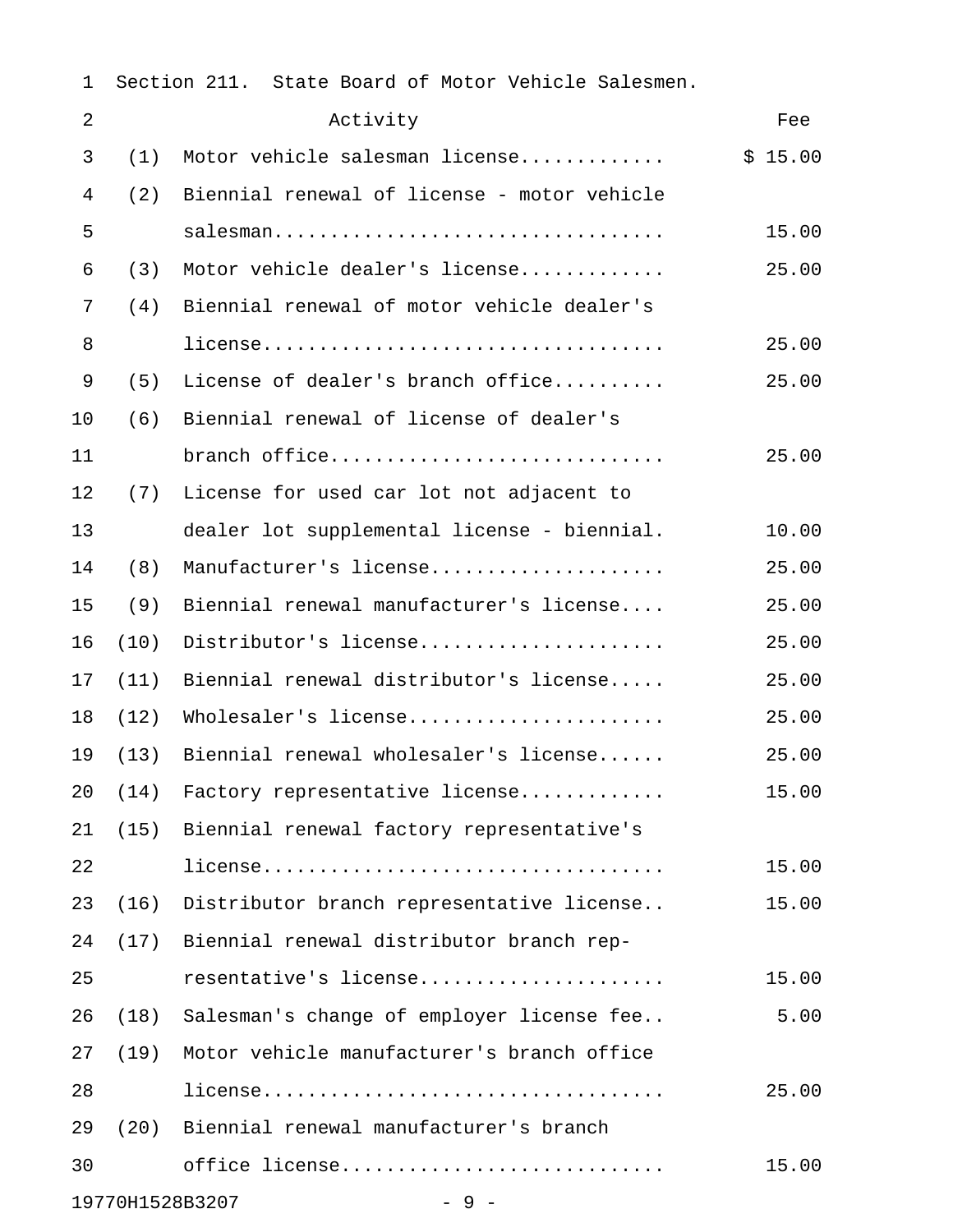Section 211. State Board of Motor Vehicle Salesmen.

| | Activity | Fee |
|---|---|---|
| (1) | Motor vehicle salesman license | $ 15.00 |
| (2) | Biennial renewal of license - motor vehicle salesman | 15.00 |
| (3) | Motor vehicle dealer's license | 25.00 |
| (4) | Biennial renewal of motor vehicle dealer's license | 25.00 |
| (5) | License of dealer's branch office | 25.00 |
| (6) | Biennial renewal of license of dealer's branch office | 25.00 |
| (7) | License for used car lot not adjacent to dealer lot supplemental license - biennial | 10.00 |
| (8) | Manufacturer's license | 25.00 |
| (9) | Biennial renewal manufacturer's license | 25.00 |
| (10) | Distributor's license | 25.00 |
| (11) | Biennial renewal distributor's license | 25.00 |
| (12) | Wholesaler's license | 25.00 |
| (13) | Biennial renewal wholesaler's license | 25.00 |
| (14) | Factory representative license | 15.00 |
| (15) | Biennial renewal factory representative's license | 15.00 |
| (16) | Distributor branch representative license | 15.00 |
| (17) | Biennial renewal distributor branch representative's license | 15.00 |
| (18) | Salesman's change of employer license fee | 5.00 |
| (19) | Motor vehicle manufacturer's branch office license | 25.00 |
| (20) | Biennial renewal manufacturer's branch office license | 15.00 |

19770H1528B3207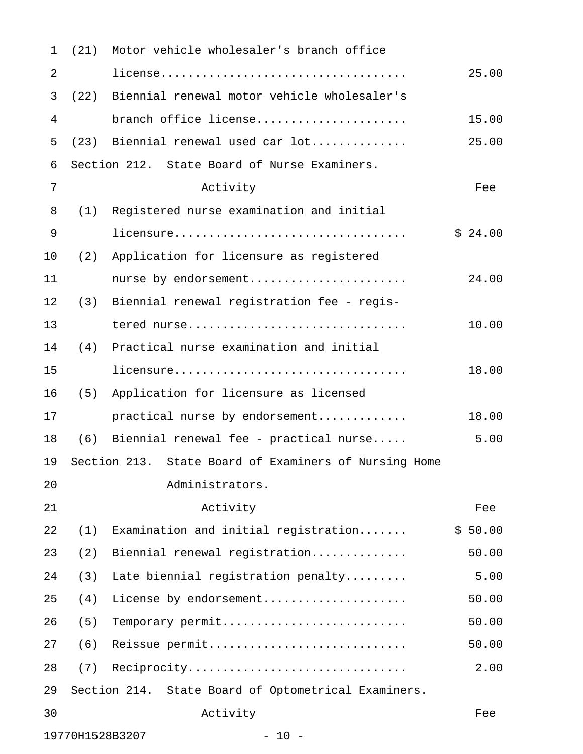| | Activity | Fee |
|---|---|---|
| (21) | Motor vehicle wholesaler's branch office license | 25.00 |
| (22) | Biennial renewal motor vehicle wholesaler's branch office license | 15.00 |
| (23) | Biennial renewal used car lot | 25.00 |

Section 212. State Board of Nurse Examiners.

| | Activity | Fee |
|---|---|---|
| (1) | Registered nurse examination and initial licensure | $ 24.00 |
| (2) | Application for licensure as registered nurse by endorsement | 24.00 |
| (3) | Biennial renewal registration fee - registered nurse | 10.00 |
| (4) | Practical nurse examination and initial licensure | 18.00 |
| (5) | Application for licensure as licensed practical nurse by endorsement | 18.00 |
| (6) | Biennial renewal fee - practical nurse | 5.00 |

Section 213. State Board of Examiners of Nursing Home Administrators.

| | Activity | Fee |
|---|---|---|
| (1) | Examination and initial registration | $ 50.00 |
| (2) | Biennial renewal registration | 50.00 |
| (3) | Late biennial registration penalty | 5.00 |
| (4) | License by endorsement | 50.00 |
| (5) | Temporary permit | 50.00 |
| (6) | Reissue permit | 50.00 |
| (7) | Reciprocity | 2.00 |

Section 214. State Board of Optometrical Examiners.

| | Activity | Fee |
|---|---|---|

19770H1528B3207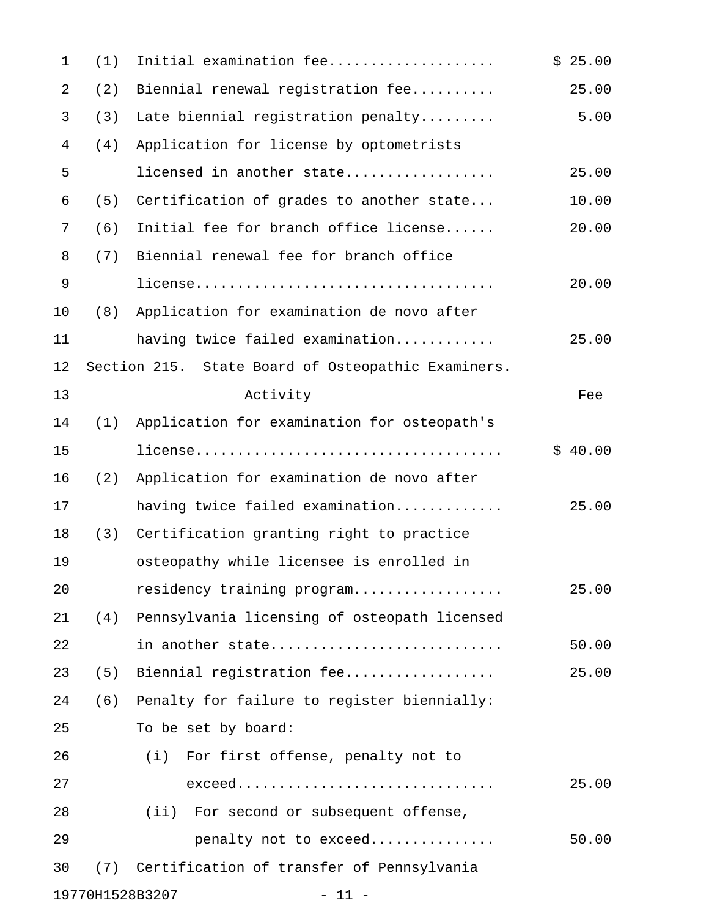| | | |
|---|---|---|
| (1) | Initial examination fee | $ 25.00 |
| (2) | Biennial renewal registration fee | 25.00 |
| (3) | Late biennial registration penalty | 5.00 |
| (4) | Application for license by optometrists licensed in another state | 25.00 |
| (5) | Certification of grades to another state | 10.00 |
| (6) | Initial fee for branch office license | 20.00 |
| (7) | Biennial renewal fee for branch office license | 20.00 |
| (8) | Application for examination de novo after having twice failed examination | 25.00 |

Section 215. State Board of Osteopathic Examiners.

| | Activity | Fee |
|---|---|---|
| (1) | Application for examination for osteopath's license | $ 40.00 |
| (2) | Application for examination de novo after having twice failed examination | 25.00 |
| (3) | Certification granting right to practice osteopathy while licensee is enrolled in residency training program | 25.00 |
| (4) | Pennsylvania licensing of osteopath licensed in another state | 50.00 |
| (5) | Biennial registration fee | 25.00 |
| (6) | Penalty for failure to register biennially: To be set by board: | |
| | (i) For first offense, penalty not to exceed | 25.00 |
| | (ii) For second or subsequent offense, penalty not to exceed | 50.00 |
| (7) | Certification of transfer of Pennsylvania | |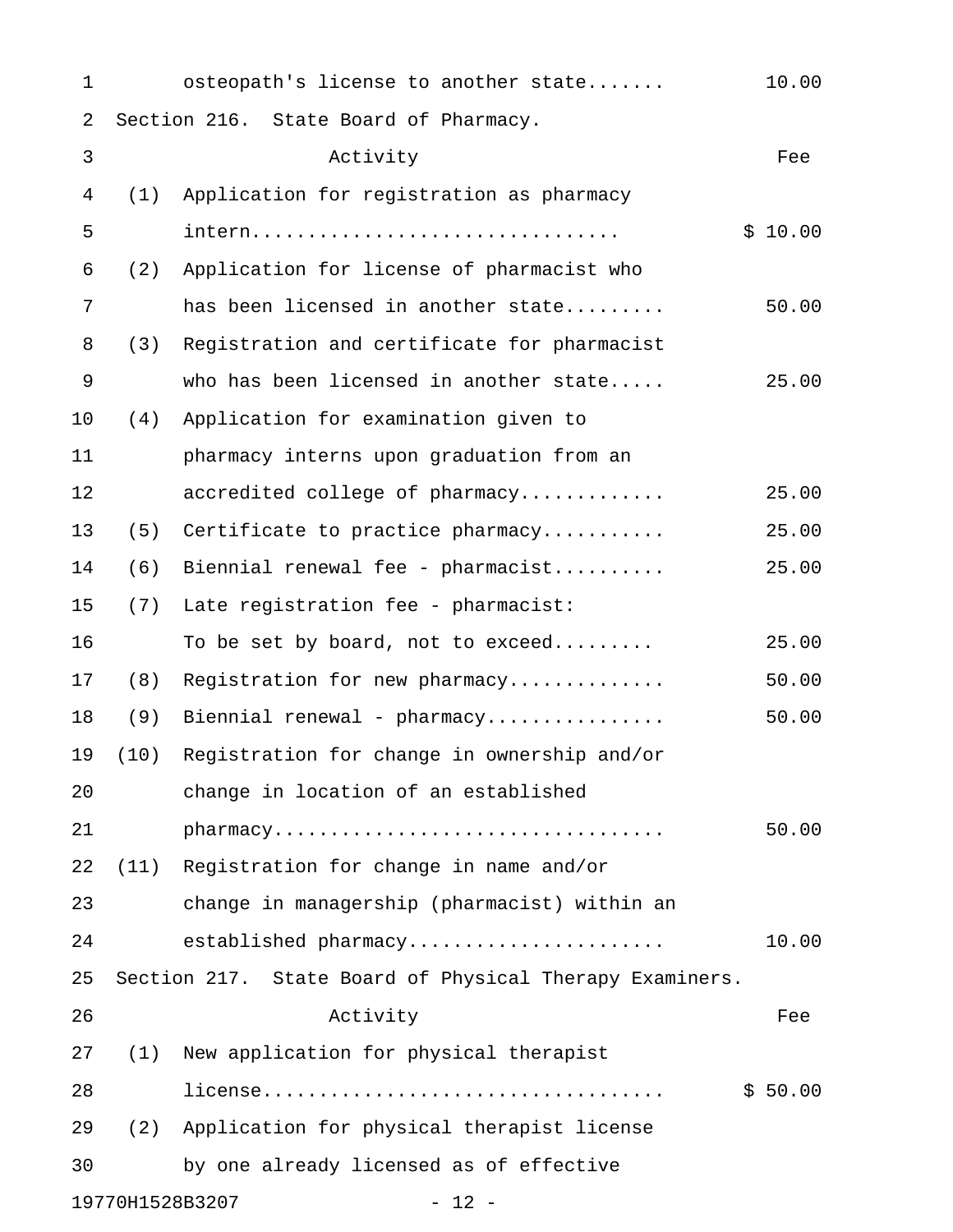osteopath's license to another state....... 10.00

Section 216. State Board of Pharmacy.

| | Activity | Fee |
|---|---|---|
| (1) | Application for registration as pharmacy intern................................ | $ 10.00 |
| (2) | Application for license of pharmacist who has been licensed in another state......... | 50.00 |
| (3) | Registration and certificate for pharmacist who has been licensed in another state..... | 25.00 |
| (4) | Application for examination given to pharmacy interns upon graduation from an accredited college of pharmacy............ | 25.00 |
| (5) | Certificate to practice pharmacy........... | 25.00 |
| (6) | Biennial renewal fee - pharmacist.......... | 25.00 |
| (7) | Late registration fee - pharmacist: To be set by board, not to exceed......... | 25.00 |
| (8) | Registration for new pharmacy............. | 50.00 |
| (9) | Biennial renewal - pharmacy................ | 50.00 |
| (10) | Registration for change in ownership and/or change in location of an established pharmacy.................................. | 50.00 |
| (11) | Registration for change in name and/or change in managership (pharmacist) within an established pharmacy...................... | 10.00 |

Section 217. State Board of Physical Therapy Examiners.

| | Activity | Fee |
|---|---|---|
| (1) | New application for physical therapist license.................................. | $ 50.00 |
| (2) | Application for physical therapist license by one already licensed as of effective | |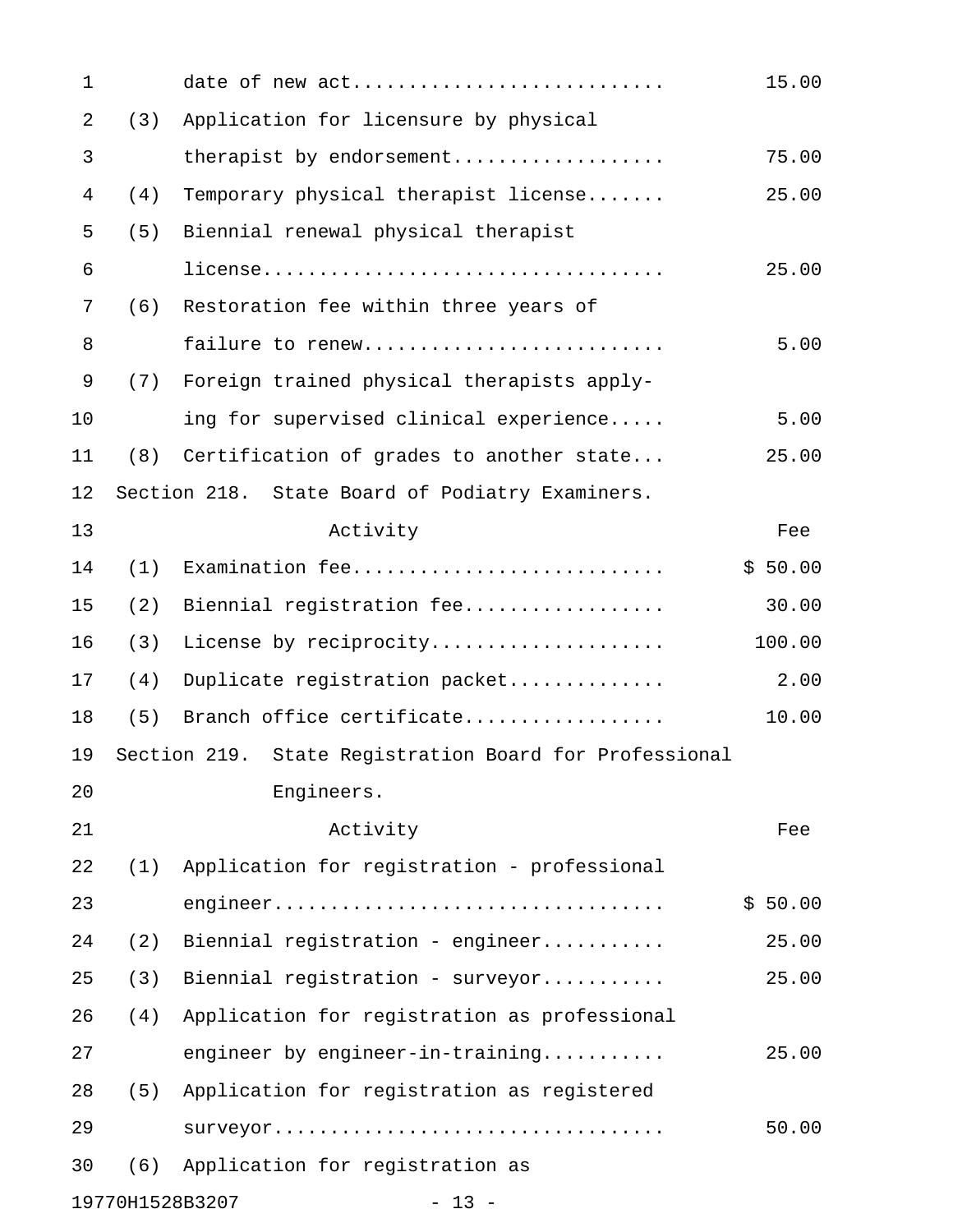date of new act........................... 15.00

| | Activity | Fee |
|---|---|---|
| (3) | Application for licensure by physical therapist by endorsement.................. | 75.00 |
| (4) | Temporary physical therapist license....... | 25.00 |
| (5) | Biennial renewal physical therapist license.................................. | 25.00 |
| (6) | Restoration fee within three years of failure to renew.......................... | 5.00 |
| (7) | Foreign trained physical therapists applying for supervised clinical experience..... | 5.00 |
| (8) | Certification of grades to another state... | 25.00 |

Section 218. State Board of Podiatry Examiners.

| | Activity | Fee |
|---|---|---|
| (1) | Examination fee........................... | $ 50.00 |
| (2) | Biennial registration fee................. | 30.00 |
| (3) | License by reciprocity.................... | 100.00 |
| (4) | Duplicate registration packet............. | 2.00 |
| (5) | Branch office certificate................. | 10.00 |

Section 219. State Registration Board for Professional Engineers.

| | Activity | Fee |
|---|---|---|
| (1) | Application for registration - professional engineer................................. | $ 50.00 |
| (2) | Biennial registration - engineer.......... | 25.00 |
| (3) | Biennial registration - surveyor.......... | 25.00 |
| (4) | Application for registration as professional engineer by engineer-in-training........... | 25.00 |
| (5) | Application for registration as registered surveyor................................. | 50.00 |
| (6) | Application for registration as | |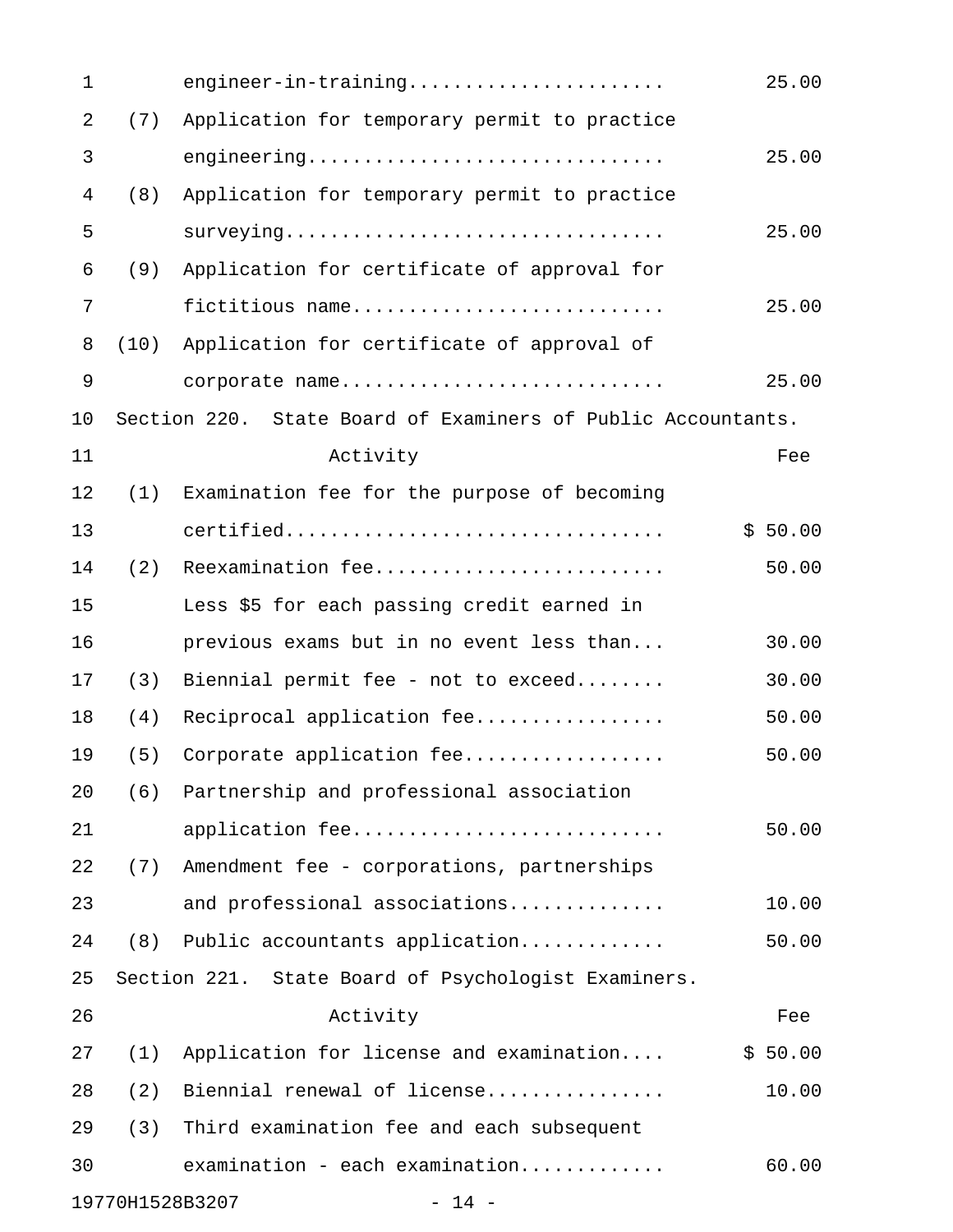engineer-in-training....................... 25.00

(7) Application for temporary permit to practice engineering............................... 25.00

(8) Application for temporary permit to practice surveying................................. 25.00

(9) Application for certificate of approval for fictitious name........................... 25.00

(10) Application for certificate of approval of corporate name............................ 25.00

Section 220. State Board of Examiners of Public Accountants.

| | Activity | Fee |
|---|---|---|
| (1) | Examination fee for the purpose of becoming certified................................ | $ 50.00 |
| (2) | Reexamination fee......................... | 50.00 |
| | Less $5 for each passing credit earned in previous exams but in no event less than... | 30.00 |
| (3) | Biennial permit fee - not to exceed........ | 30.00 |
| (4) | Reciprocal application fee................ | 50.00 |
| (5) | Corporate application fee................. | 50.00 |
| (6) | Partnership and professional association application fee........................... | 50.00 |
| (7) | Amendment fee - corporations, partnerships and professional associations............. | 10.00 |
| (8) | Public accountants application............ | 50.00 |

Section 221. State Board of Psychologist Examiners.

| | Activity | Fee |
|---|---|---|
| (1) | Application for license and examination.... | $ 50.00 |
| (2) | Biennial renewal of license............... | 10.00 |
| (3) | Third examination fee and each subsequent examination - each examination............ | 60.00 |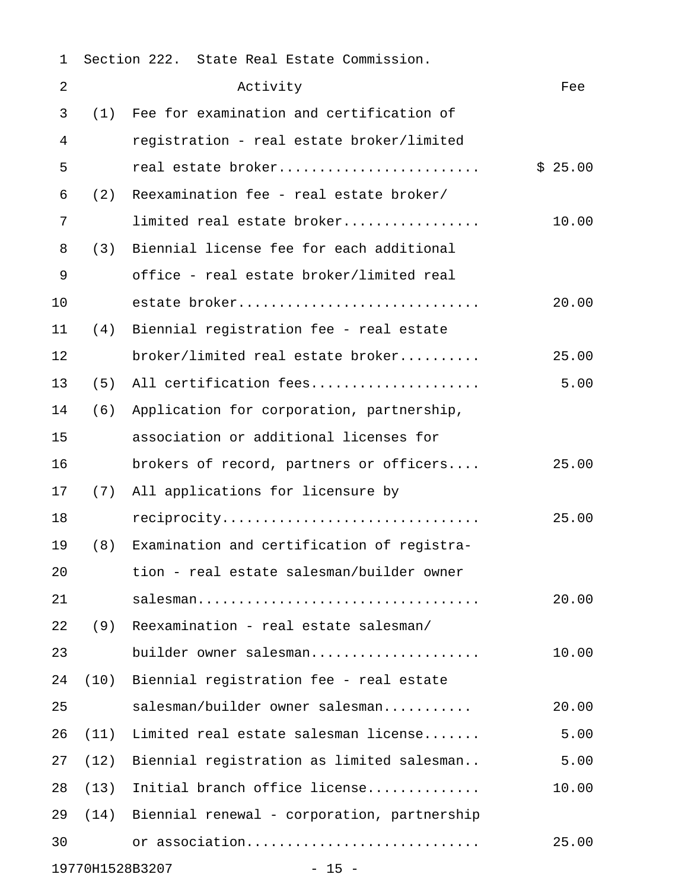Section 222. State Real Estate Commission.

| | Activity | Fee |
|---|---|---|
| (1) | Fee for examination and certification of registration - real estate broker/limited real estate broker | $ 25.00 |
| (2) | Reexamination fee - real estate broker/limited real estate broker | 10.00 |
| (3) | Biennial license fee for each additional office - real estate broker/limited real estate broker | 20.00 |
| (4) | Biennial registration fee - real estate broker/limited real estate broker | 25.00 |
| (5) | All certification fees | 5.00 |
| (6) | Application for corporation, partnership, association or additional licenses for brokers of record, partners or officers | 25.00 |
| (7) | All applications for licensure by reciprocity | 25.00 |
| (8) | Examination and certification of registration - real estate salesman/builder owner salesman | 20.00 |
| (9) | Reexamination - real estate salesman/builder owner salesman | 10.00 |
| (10) | Biennial registration fee - real estate salesman/builder owner salesman | 20.00 |
| (11) | Limited real estate salesman license | 5.00 |
| (12) | Biennial registration as limited salesman | 5.00 |
| (13) | Initial branch office license | 10.00 |
| (14) | Biennial renewal - corporation, partnership or association | 25.00 |

19770H1528B3207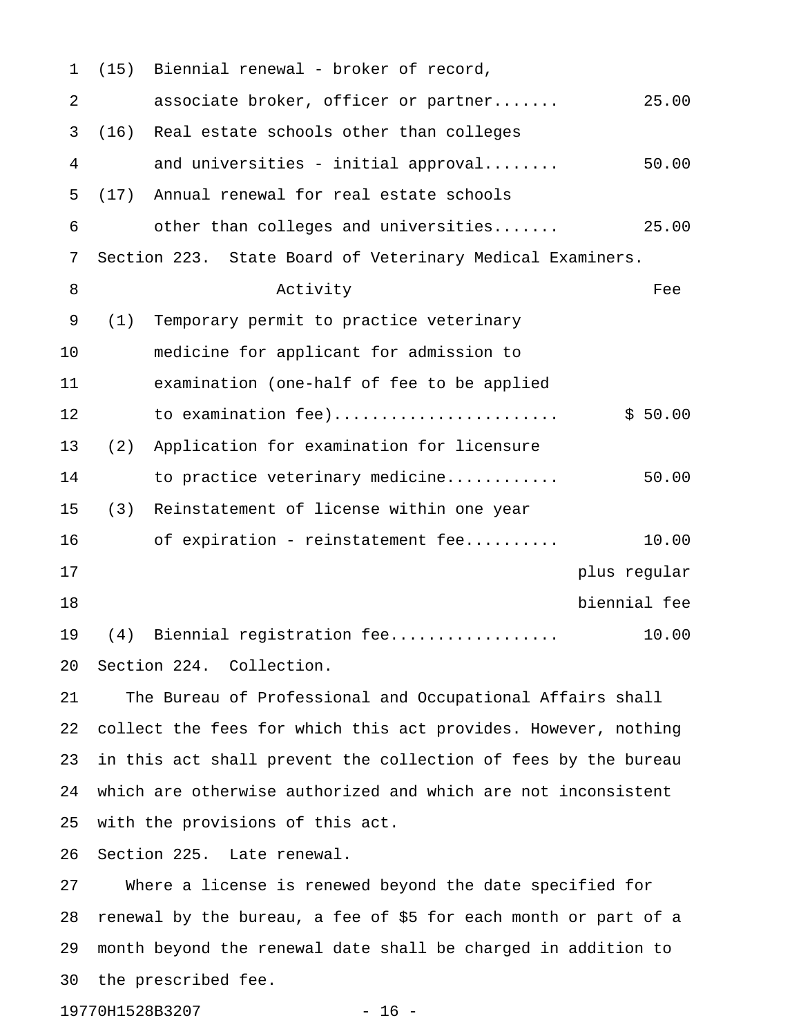| | | |
|---|---|---|
| (15) | Biennial renewal - broker of record, associate broker, officer or partner....... | 25.00 |
| (16) | Real estate schools other than colleges and universities - initial approval........ | 50.00 |
| (17) | Annual renewal for real estate schools other than colleges and universities....... | 25.00 |

Section 223. State Board of Veterinary Medical Examiners.

| | Activity | Fee |
|---|---|---|
| (1) | Temporary permit to practice veterinary medicine for applicant for admission to examination (one-half of fee to be applied to examination fee)....................... | $ 50.00 |
| (2) | Application for examination for licensure to practice veterinary medicine........... | 50.00 |
| (3) | Reinstatement of license within one year of expiration - reinstatement fee.......... | 10.00 plus regular biennial fee |
| (4) | Biennial registration fee................. | 10.00 |

Section 224. Collection.

The Bureau of Professional and Occupational Affairs shall collect the fees for which this act provides. However, nothing in this act shall prevent the collection of fees by the bureau which are otherwise authorized and which are not inconsistent with the provisions of this act.

Section 225. Late renewal.

Where a license is renewed beyond the date specified for renewal by the bureau, a fee of $5 for each month or part of a month beyond the renewal date shall be charged in addition to the prescribed fee.

19770H1528B3207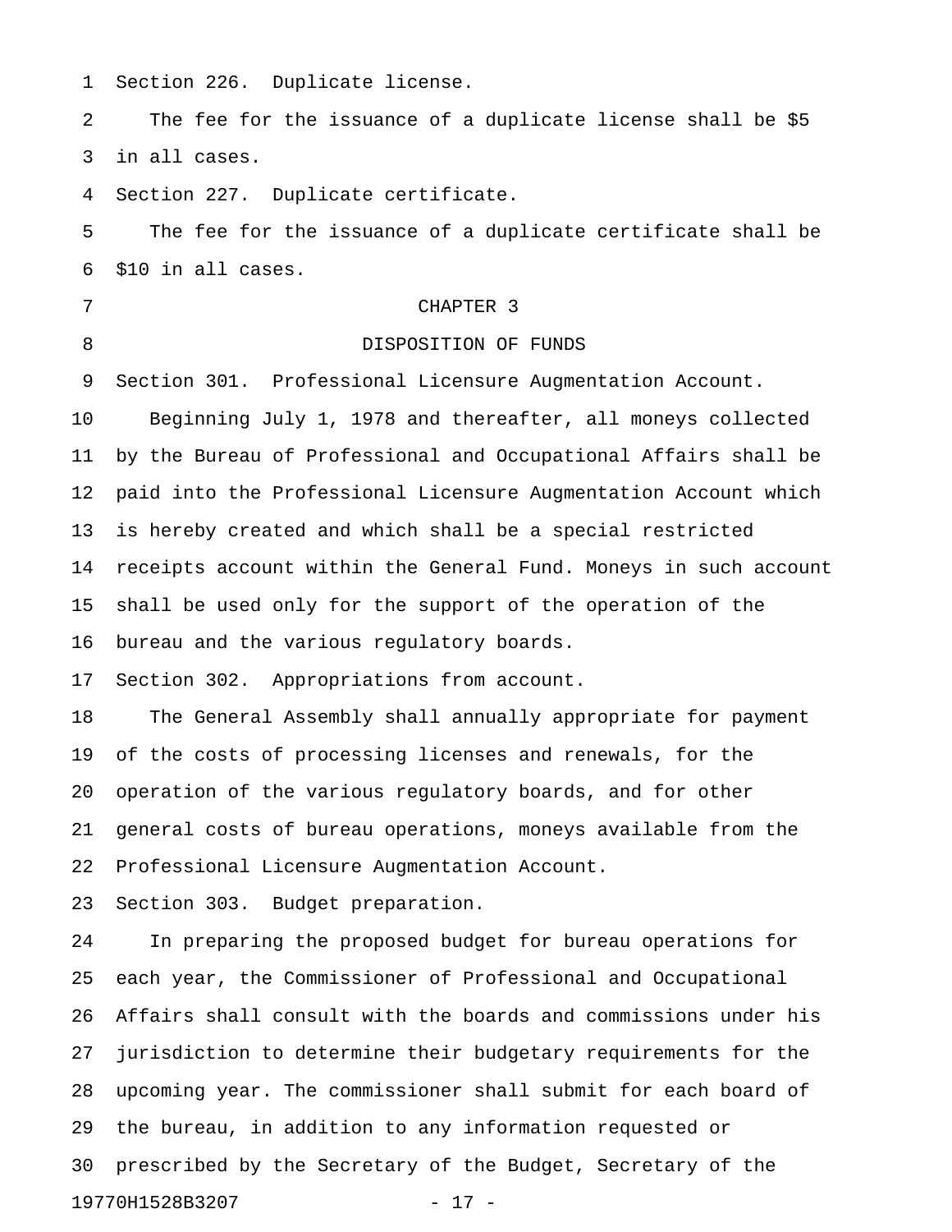Section 226. Duplicate license.

The fee for the issuance of a duplicate license shall be $5 in all cases.

Section 227. Duplicate certificate.

The fee for the issuance of a duplicate certificate shall be $10 in all cases.

## CHAPTER 3

## DISPOSITION OF FUNDS

Section 301. Professional Licensure Augmentation Account.

Beginning July 1, 1978 and thereafter, all moneys collected by the Bureau of Professional and Occupational Affairs shall be paid into the Professional Licensure Augmentation Account which is hereby created and which shall be a special restricted receipts account within the General Fund. Moneys in such account shall be used only for the support of the operation of the bureau and the various regulatory boards.

Section 302. Appropriations from account.

The General Assembly shall annually appropriate for payment of the costs of processing licenses and renewals, for the operation of the various regulatory boards, and for other general costs of bureau operations, moneys available from the Professional Licensure Augmentation Account.

Section 303. Budget preparation.

In preparing the proposed budget for bureau operations for each year, the Commissioner of Professional and Occupational Affairs shall consult with the boards and commissions under his jurisdiction to determine their budgetary requirements for the upcoming year. The commissioner shall submit for each board of the bureau, in addition to any information requested or prescribed by the Secretary of the Budget, Secretary of the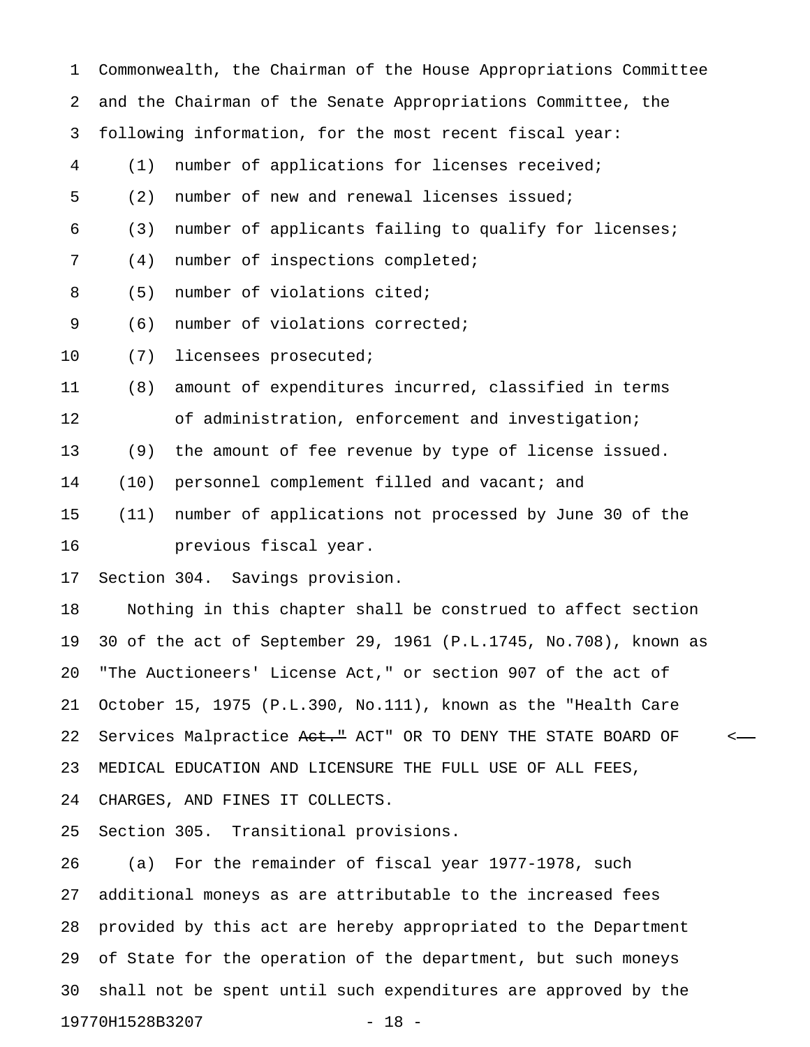Commonwealth, the Chairman of the House Appropriations Committee and the Chairman of the Senate Appropriations Committee, the following information, for the most recent fiscal year:

(1) number of applications for licenses received;

(2) number of new and renewal licenses issued;

(3) number of applicants failing to qualify for licenses;

(4) number of inspections completed;

(5) number of violations cited;

(6) number of violations corrected;

(7) licensees prosecuted;

(8) amount of expenditures incurred, classified in terms of administration, enforcement and investigation;

(9) the amount of fee revenue by type of license issued.

(10) personnel complement filled and vacant; and

(11) number of applications not processed by June 30 of the previous fiscal year.

Section 304. Savings provision.

Nothing in this chapter shall be construed to affect section 30 of the act of September 29, 1961 (P.L.1745, No.708), known as "The Auctioneers' License Act," or section 907 of the act of October 15, 1975 (P.L.390, No.111), known as the "Health Care Services Malpractice ~~Act."~~ ACT" OR TO DENY THE STATE BOARD OF MEDICAL EDUCATION AND LICENSURE THE FULL USE OF ALL FEES, CHARGES, AND FINES IT COLLECTS.

Section 305. Transitional provisions.

(a) For the remainder of fiscal year 1977-1978, such additional moneys as are attributable to the increased fees provided by this act are hereby appropriated to the Department of State for the operation of the department, but such moneys shall not be spent until such expenditures are approved by the

19770H1528B3207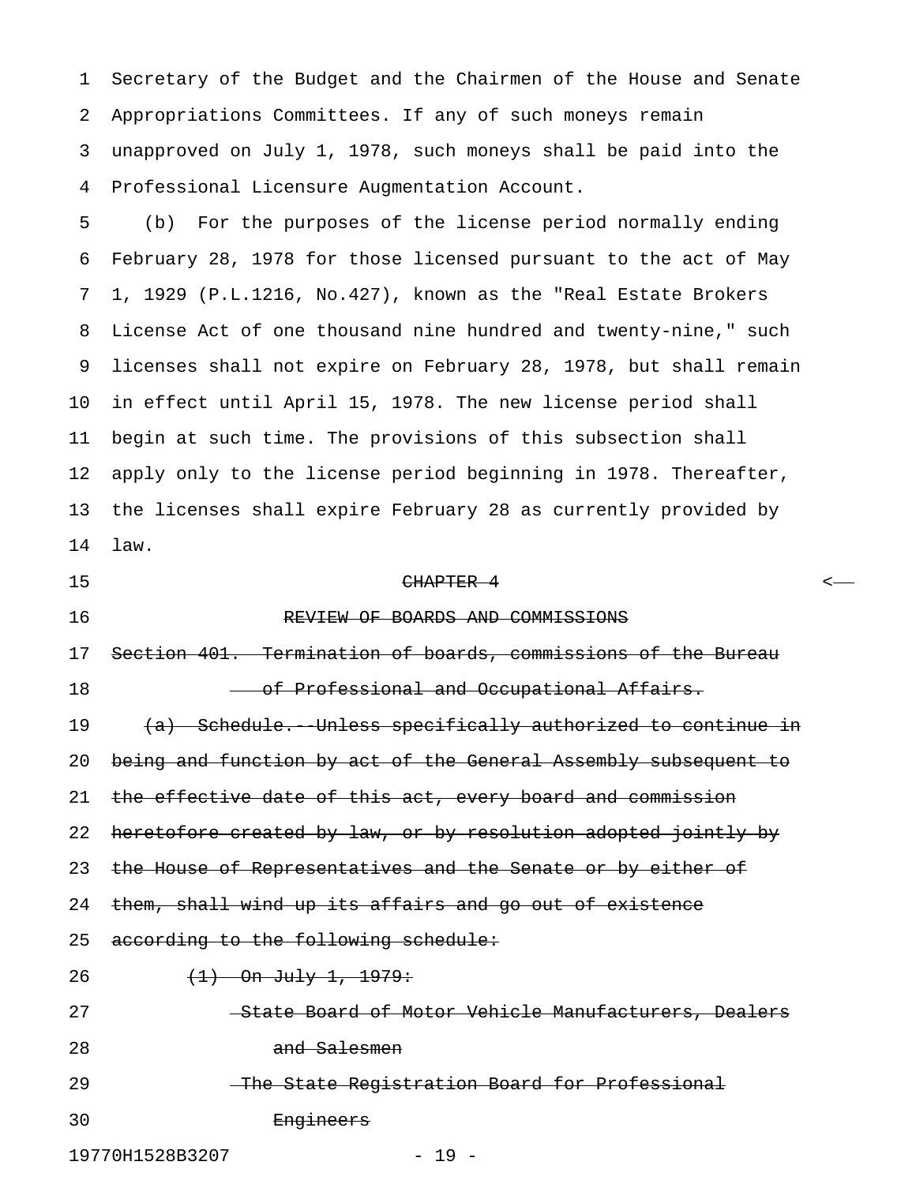Secretary of the Budget and the Chairmen of the House and Senate Appropriations Committees. If any of such moneys remain unapproved on July 1, 1978, such moneys shall be paid into the Professional Licensure Augmentation Account.

(b) For the purposes of the license period normally ending February 28, 1978 for those licensed pursuant to the act of May 1, 1929 (P.L.1216, No.427), known as the "Real Estate Brokers License Act of one thousand nine hundred and twenty-nine," such licenses shall not expire on February 28, 1978, but shall remain in effect until April 15, 1978. The new license period shall begin at such time. The provisions of this subsection shall apply only to the license period beginning in 1978. Thereafter, the licenses shall expire February 28 as currently provided by law.

~~CHAPTER 4~~

~~REVIEW OF BOARDS AND COMMISSIONS~~

~~Section 401. Termination of boards, commissions of the Bureau of Professional and Occupational Affairs.~~

~~(a) Schedule.--Unless specifically authorized to continue in being and function by act of the General Assembly subsequent to the effective date of this act, every board and commission heretofore created by law, or by resolution adopted jointly by the House of Representatives and the Senate or by either of them, shall wind up its affairs and go out of existence according to the following schedule:~~

~~(1) On July 1, 1979:~~

~~State Board of Motor Vehicle Manufacturers, Dealers and Salesmen~~

~~The State Registration Board for Professional Engineers~~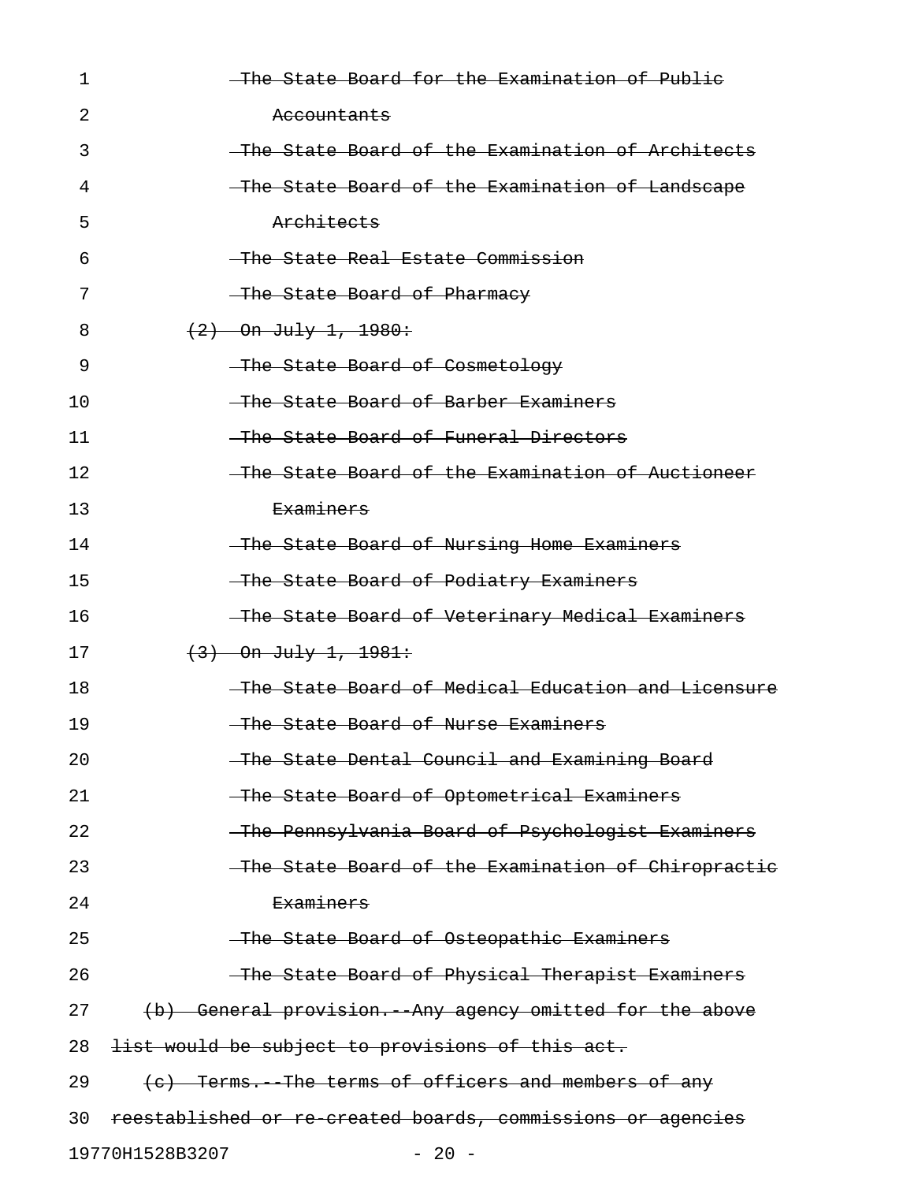~~The State Board for the Examination of Public Accountants~~

~~The State Board of the Examination of Architects~~

~~The State Board of the Examination of Landscape Architects~~

~~The State Real Estate Commission~~

~~The State Board of Pharmacy~~

~~(2) On July 1, 1980:~~

~~The State Board of Cosmetology~~

~~The State Board of Barber Examiners~~

~~The State Board of Funeral Directors~~

~~The State Board of the Examination of Auctioneer Examiners~~

~~The State Board of Nursing Home Examiners~~

~~The State Board of Podiatry Examiners~~

~~The State Board of Veterinary Medical Examiners~~

~~(3) On July 1, 1981:~~

~~The State Board of Medical Education and Licensure~~

~~The State Board of Nurse Examiners~~

~~The State Dental Council and Examining Board~~

~~The State Board of Optometrical Examiners~~

~~The Pennsylvania Board of Psychologist Examiners~~

~~The State Board of the Examination of Chiropractic Examiners~~

~~The State Board of Osteopathic Examiners~~

~~The State Board of Physical Therapist Examiners~~

~~(b) General provision.--Any agency omitted for the above list would be subject to provisions of this act.~~

~~(c) Terms.--The terms of officers and members of any reestablished or re-created boards, commissions or agencies~~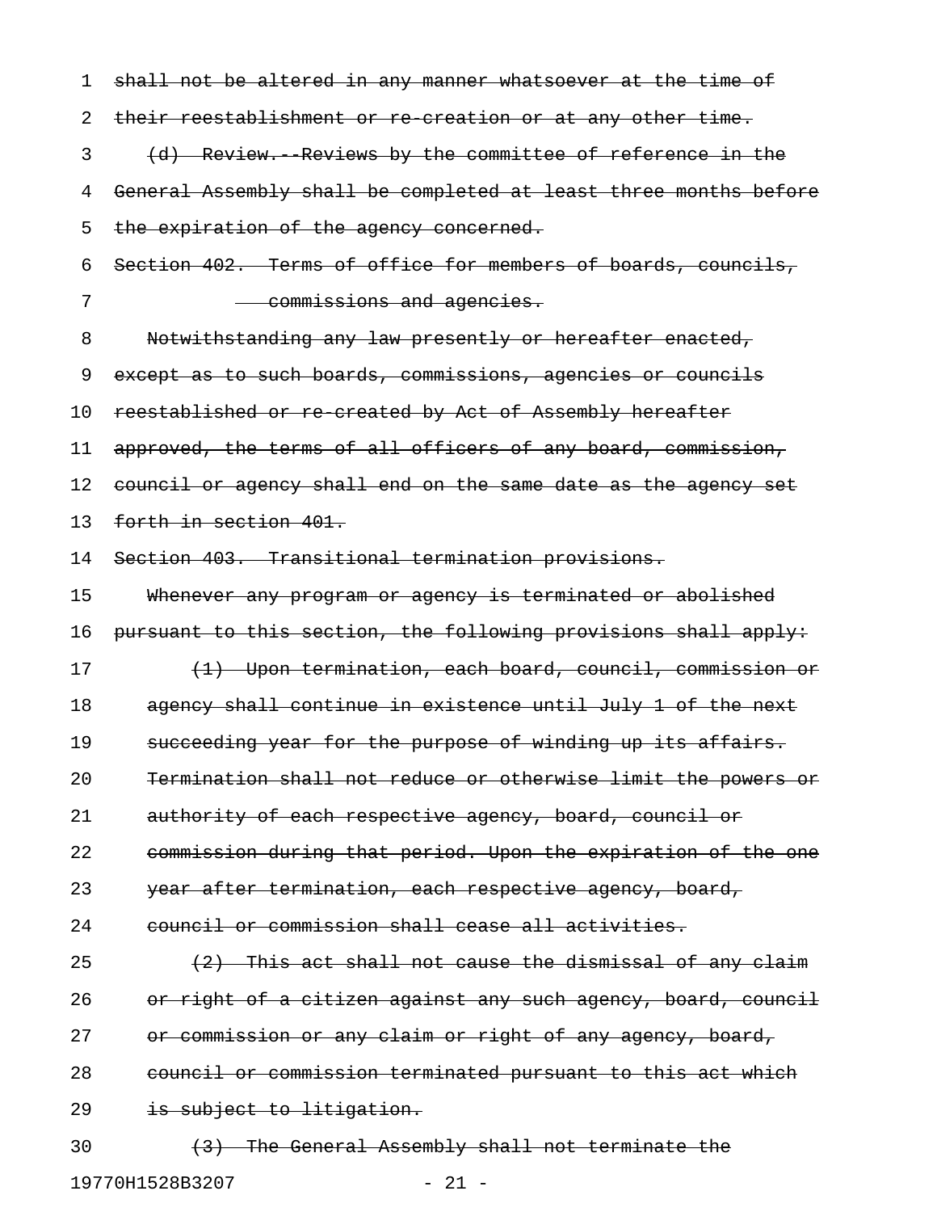~~shall not be altered in any manner whatsoever at the time of their reestablishment or re-creation or at any other time.~~

~~(d) Review.--Reviews by the committee of reference in the General Assembly shall be completed at least three months before the expiration of the agency concerned.~~

~~Section 402. Terms of office for members of boards, councils, commissions and agencies.~~

~~Notwithstanding any law presently or hereafter enacted, except as to such boards, commissions, agencies or councils reestablished or re-created by Act of Assembly hereafter approved, the terms of all officers of any board, commission, council or agency shall end on the same date as the agency set forth in section 401.~~

~~Section 403. Transitional termination provisions.~~

~~Whenever any program or agency is terminated or abolished pursuant to this section, the following provisions shall apply:~~

~~(1) Upon termination, each board, council, commission or agency shall continue in existence until July 1 of the next succeeding year for the purpose of winding up its affairs. Termination shall not reduce or otherwise limit the powers or authority of each respective agency, board, council or commission during that period. Upon the expiration of the one year after termination, each respective agency, board, council or commission shall cease all activities.~~

~~(2) This act shall not cause the dismissal of any claim or right of a citizen against any such agency, board, council or commission or any claim or right of any agency, board, council or commission terminated pursuant to this act which is subject to litigation.~~

~~(3) The General Assembly shall not terminate the~~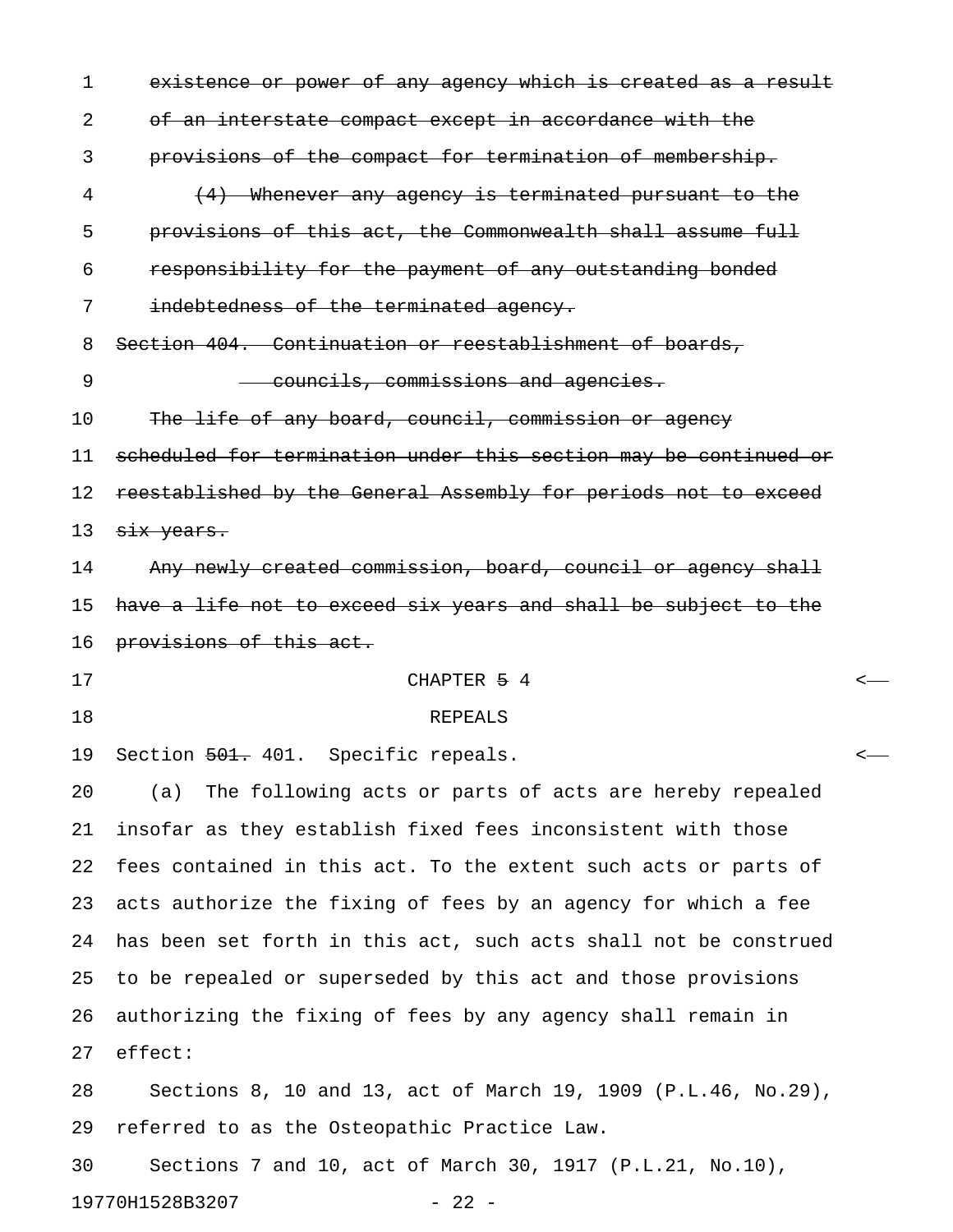~~existence or power of any agency which is created as a result of an interstate compact except in accordance with the provisions of the compact for termination of membership.~~

~~(4) Whenever any agency is terminated pursuant to the provisions of this act, the Commonwealth shall assume full responsibility for the payment of any outstanding bonded indebtedness of the terminated agency.~~

~~Section 404. Continuation or reestablishment of boards, councils, commissions and agencies.~~

~~The life of any board, council, commission or agency scheduled for termination under this section may be continued or reestablished by the General Assembly for periods not to exceed six years.~~

~~Any newly created commission, board, council or agency shall have a life not to exceed six years and shall be subject to the provisions of this act.~~

CHAPTER ~~5~~ 4

REPEALS

Section ~~501.~~ 401. Specific repeals.

(a) The following acts or parts of acts are hereby repealed insofar as they establish fixed fees inconsistent with those fees contained in this act. To the extent such acts or parts of acts authorize the fixing of fees by an agency for which a fee has been set forth in this act, such acts shall not be construed to be repealed or superseded by this act and those provisions authorizing the fixing of fees by any agency shall remain in effect:

Sections 8, 10 and 13, act of March 19, 1909 (P.L.46, No.29), referred to as the Osteopathic Practice Law.

Sections 7 and 10, act of March 30, 1917 (P.L.21, No.10),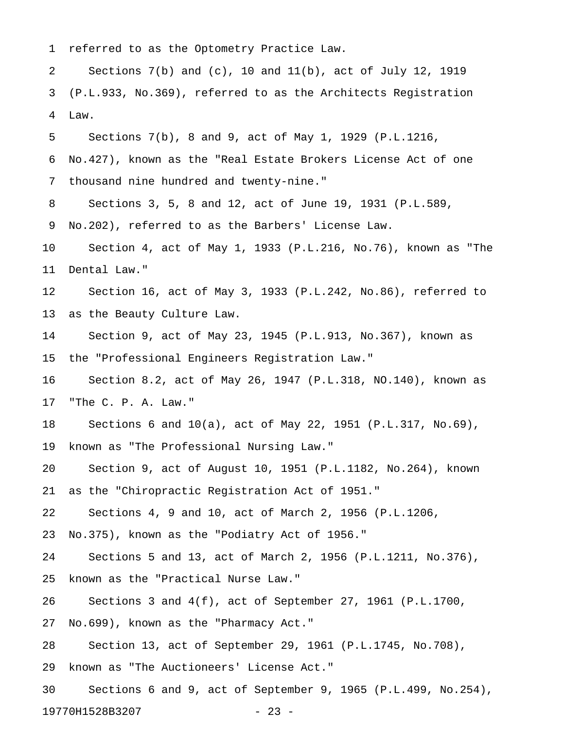referred to as the Optometry Practice Law.

Sections 7(b) and (c), 10 and 11(b), act of July 12, 1919 (P.L.933, No.369), referred to as the Architects Registration Law.

Sections 7(b), 8 and 9, act of May 1, 1929 (P.L.1216, No.427), known as the "Real Estate Brokers License Act of one thousand nine hundred and twenty-nine."

Sections 3, 5, 8 and 12, act of June 19, 1931 (P.L.589, No.202), referred to as the Barbers' License Law.

Section 4, act of May 1, 1933 (P.L.216, No.76), known as "The Dental Law."

Section 16, act of May 3, 1933 (P.L.242, No.86), referred to as the Beauty Culture Law.

Section 9, act of May 23, 1945 (P.L.913, No.367), known as the "Professional Engineers Registration Law."

Section 8.2, act of May 26, 1947 (P.L.318, NO.140), known as "The C. P. A. Law."

Sections 6 and 10(a), act of May 22, 1951 (P.L.317, No.69), known as "The Professional Nursing Law."

Section 9, act of August 10, 1951 (P.L.1182, No.264), known as the "Chiropractic Registration Act of 1951."

Sections 4, 9 and 10, act of March 2, 1956 (P.L.1206, No.375), known as the "Podiatry Act of 1956."

Sections 5 and 13, act of March 2, 1956 (P.L.1211, No.376), known as the "Practical Nurse Law."

Sections 3 and 4(f), act of September 27, 1961 (P.L.1700, No.699), known as the "Pharmacy Act."

Section 13, act of September 29, 1961 (P.L.1745, No.708), known as "The Auctioneers' License Act."

Sections 6 and 9, act of September 9, 1965 (P.L.499, No.254),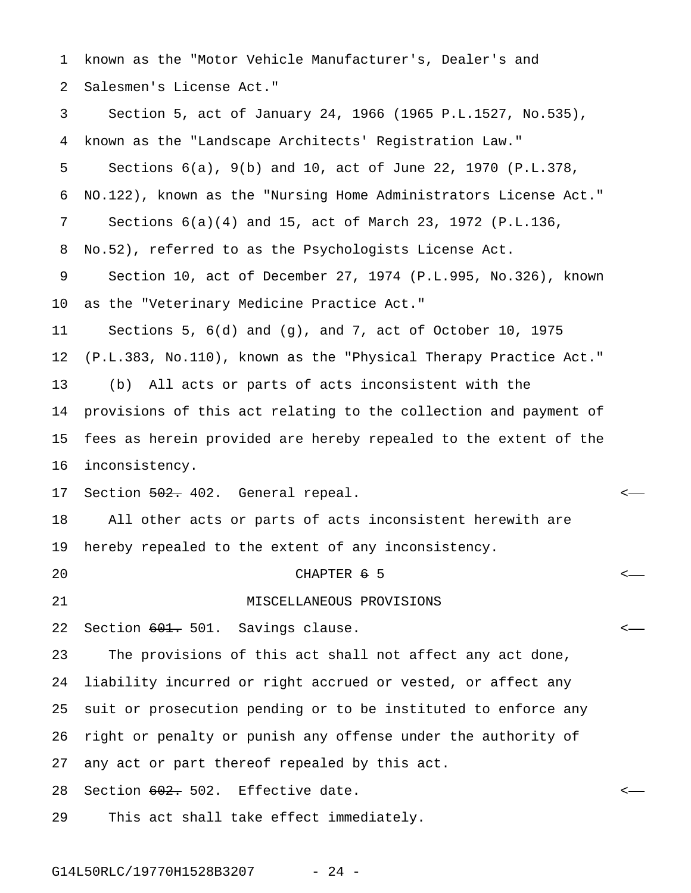known as the "Motor Vehicle Manufacturer's, Dealer's and Salesmen's License Act."

Section 5, act of January 24, 1966 (1965 P.L.1527, No.535), known as the "Landscape Architects' Registration Law."

Sections 6(a), 9(b) and 10, act of June 22, 1970 (P.L.378, NO.122), known as the "Nursing Home Administrators License Act."

Sections 6(a)(4) and 15, act of March 23, 1972 (P.L.136, No.52), referred to as the Psychologists License Act.

Section 10, act of December 27, 1974 (P.L.995, No.326), known as the "Veterinary Medicine Practice Act."

Sections 5, 6(d) and (g), and 7, act of October 10, 1975 (P.L.383, No.110), known as the "Physical Therapy Practice Act."

(b) All acts or parts of acts inconsistent with the provisions of this act relating to the collection and payment of fees as herein provided are hereby repealed to the extent of the inconsistency.

Section ~~502.~~ 402. General repeal.

All other acts or parts of acts inconsistent herewith are hereby repealed to the extent of any inconsistency.

CHAPTER ~~6~~ 5

MISCELLANEOUS PROVISIONS

Section ~~601.~~ 501. Savings clause.

The provisions of this act shall not affect any act done, liability incurred or right accrued or vested, or affect any suit or prosecution pending or to be instituted to enforce any right or penalty or punish any offense under the authority of any act or part thereof repealed by this act.

Section ~~602.~~ 502. Effective date.

This act shall take effect immediately.